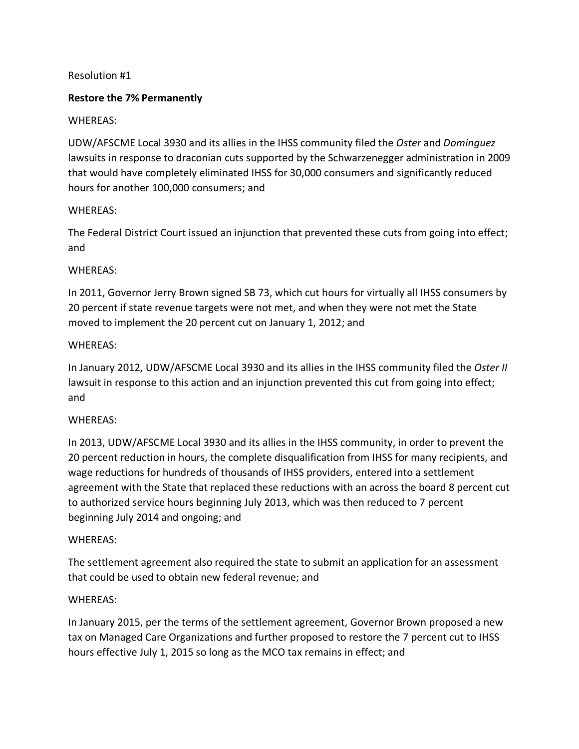Resolution #1

**Restore the 7% Permanently**

WHEREAS:

UDW/AFSCME Local 3930 and its allies in the IHSS community filed the *Oster* and *Dominguez* lawsuits in response to draconian cuts supported by the Schwarzenegger administration in 2009 that would have completely eliminated IHSS for 30,000 consumers and significantly reduced hours for another 100,000 consumers; and

WHEREAS:

The Federal District Court issued an injunction that prevented these cuts from going into effect; and

WHEREAS:

In 2011, Governor Jerry Brown signed SB 73, which cut hours for virtually all IHSS consumers by 20 percent if state revenue targets were not met, and when they were not met the State moved to implement the 20 percent cut on January 1, 2012; and

WHEREAS:

In January 2012, UDW/AFSCME Local 3930 and its allies in the IHSS community filed the *Oster II* lawsuit in response to this action and an injunction prevented this cut from going into effect; and

WHEREAS:

In 2013, UDW/AFSCME Local 3930 and its allies in the IHSS community, in order to prevent the 20 percent reduction in hours, the complete disqualification from IHSS for many recipients, and wage reductions for hundreds of thousands of IHSS providers, entered into a settlement agreement with the State that replaced these reductions with an across the board 8 percent cut to authorized service hours beginning July 2013, which was then reduced to 7 percent beginning July 2014 and ongoing; and

WHEREAS:

The settlement agreement also required the state to submit an application for an assessment that could be used to obtain new federal revenue; and

WHEREAS:

In January 2015, per the terms of the settlement agreement, Governor Brown proposed a new tax on Managed Care Organizations and further proposed to restore the 7 percent cut to IHSS hours effective July 1, 2015 so long as the MCO tax remains in effect; and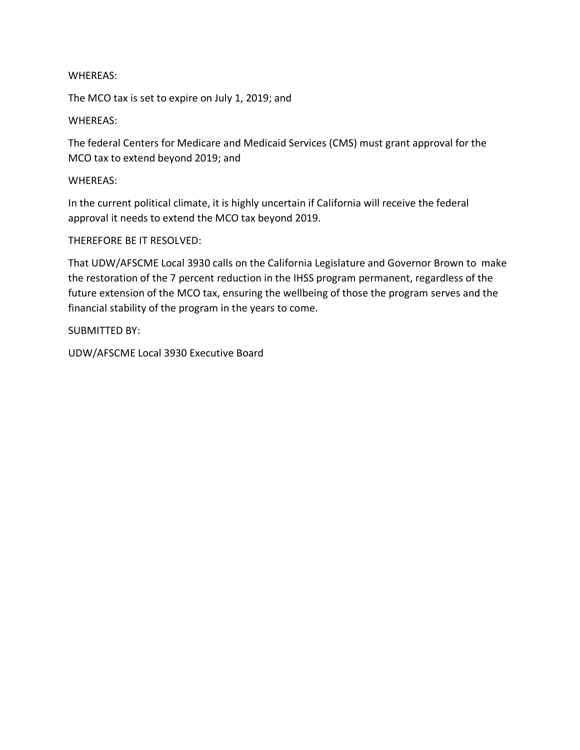WHEREAS:

The MCO tax is set to expire on July 1, 2019; and

WHEREAS:

The federal Centers for Medicare and Medicaid Services (CMS) must grant approval for the MCO tax to extend beyond 2019; and

WHEREAS:

In the current political climate, it is highly uncertain if California will receive the federal approval it needs to extend the MCO tax beyond 2019.

THEREFORE BE IT RESOLVED:

That UDW/AFSCME Local 3930 calls on the California Legislature and Governor Brown to make the restoration of the 7 percent reduction in the IHSS program permanent, regardless of the future extension of the MCO tax, ensuring the wellbeing of those the program serves and the financial stability of the program in the years to come.

SUBMITTED BY:

UDW/AFSCME Local 3930 Executive Board